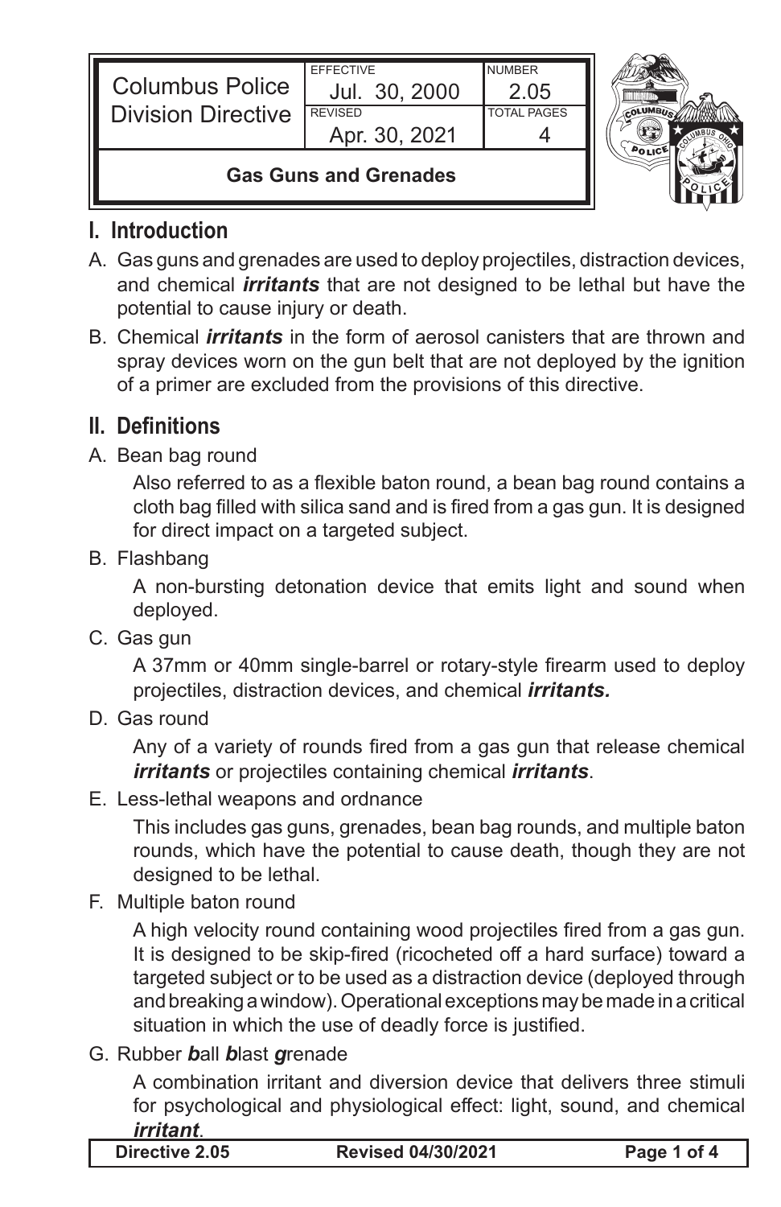| Columbus Police Division Directive | EFFECTIVE Jul. 30, 2000 | NUMBER 2.05 |
| --- | --- | --- |
| | REVISED Apr. 30, 2021 | TOTAL PAGES 4 |
| **Gas Guns and Grenades** | | |

## I. Introduction

A. Gas guns and grenades are used to deploy projectiles, distraction devices, and chemical ***irritants*** that are not designed to be lethal but have the potential to cause injury or death.

B. Chemical ***irritants*** in the form of aerosol canisters that are thrown and spray devices worn on the gun belt that are not deployed by the ignition of a primer are excluded from the provisions of this directive.

## II. Definitions

A. Bean bag round

Also referred to as a flexible baton round, a bean bag round contains a cloth bag filled with silica sand and is fired from a gas gun. It is designed for direct impact on a targeted subject.

B. Flashbang

A non-bursting detonation device that emits light and sound when deployed.

C. Gas gun

A 37mm or 40mm single-barrel or rotary-style firearm used to deploy projectiles, distraction devices, and chemical ***irritants.***

D. Gas round

Any of a variety of rounds fired from a gas gun that release chemical ***irritants*** or projectiles containing chemical ***irritants***.

E. Less-lethal weapons and ordnance

This includes gas guns, grenades, bean bag rounds, and multiple baton rounds, which have the potential to cause death, though they are not designed to be lethal.

F. Multiple baton round

A high velocity round containing wood projectiles fired from a gas gun. It is designed to be skip-fired (ricocheted off a hard surface) toward a targeted subject or to be used as a distraction device (deployed through and breaking a window). Operational exceptions may be made in a critical situation in which the use of deadly force is justified.

G. Rubber ***b***all ***b***last ***g***renade

A combination irritant and diversion device that delivers three stimuli for psychological and physiological effect: light, sound, and chemical ***irritant***.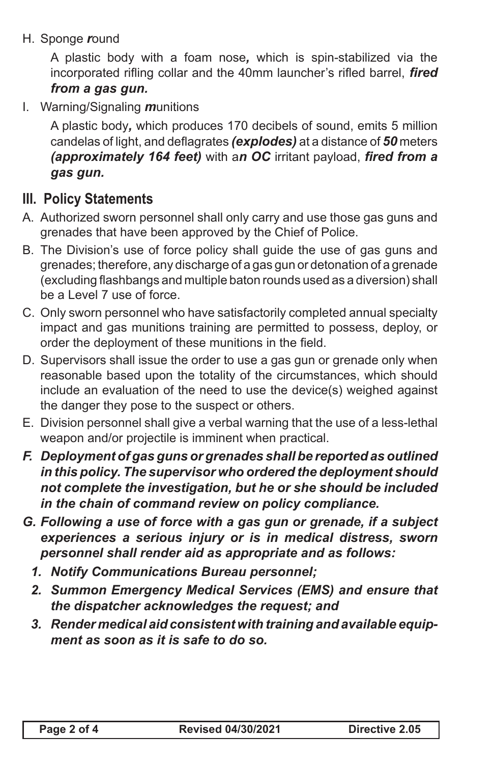H. Sponge ***r***ound

A plastic body with a foam nose***,*** which is spin-stabilized via the incorporated rifling collar and the 40mm launcher's rifled barrel, ***fired from a gas gun.***

I. Warning/Signaling ***m***unitions

A plastic body***,*** which produces 170 decibels of sound, emits 5 million candelas of light, and deflagrates ***(explodes)*** at a distance of ***50*** meters ***(approximately 164 feet)*** with a***n OC*** irritant payload, ***fired from a gas gun.***

## III. Policy Statements

A. Authorized sworn personnel shall only carry and use those gas guns and grenades that have been approved by the Chief of Police.

B. The Division's use of force policy shall guide the use of gas guns and grenades; therefore, any discharge of a gas gun or detonation of a grenade (excluding flashbangs and multiple baton rounds used as a diversion) shall be a Level 7 use of force.

C. Only sworn personnel who have satisfactorily completed annual specialty impact and gas munitions training are permitted to possess, deploy, or order the deployment of these munitions in the field.

D. Supervisors shall issue the order to use a gas gun or grenade only when reasonable based upon the totality of the circumstances, which should include an evaluation of the need to use the device(s) weighed against the danger they pose to the suspect or others.

E. Division personnel shall give a verbal warning that the use of a less-lethal weapon and/or projectile is imminent when practical.

***F. Deployment of gas guns or grenades shall be reported as outlined in this policy. The supervisor who ordered the deployment should not complete the investigation, but he or she should be included in the chain of command review on policy compliance.***

***G. Following a use of force with a gas gun or grenade, if a subject experiences a serious injury or is in medical distress, sworn personnel shall render aid as appropriate and as follows:***

1. ***Notify Communications Bureau personnel;***
2. ***Summon Emergency Medical Services (EMS) and ensure that the dispatcher acknowledges the request; and***
3. ***Render medical aid consistent with training and available equipment as soon as it is safe to do so.***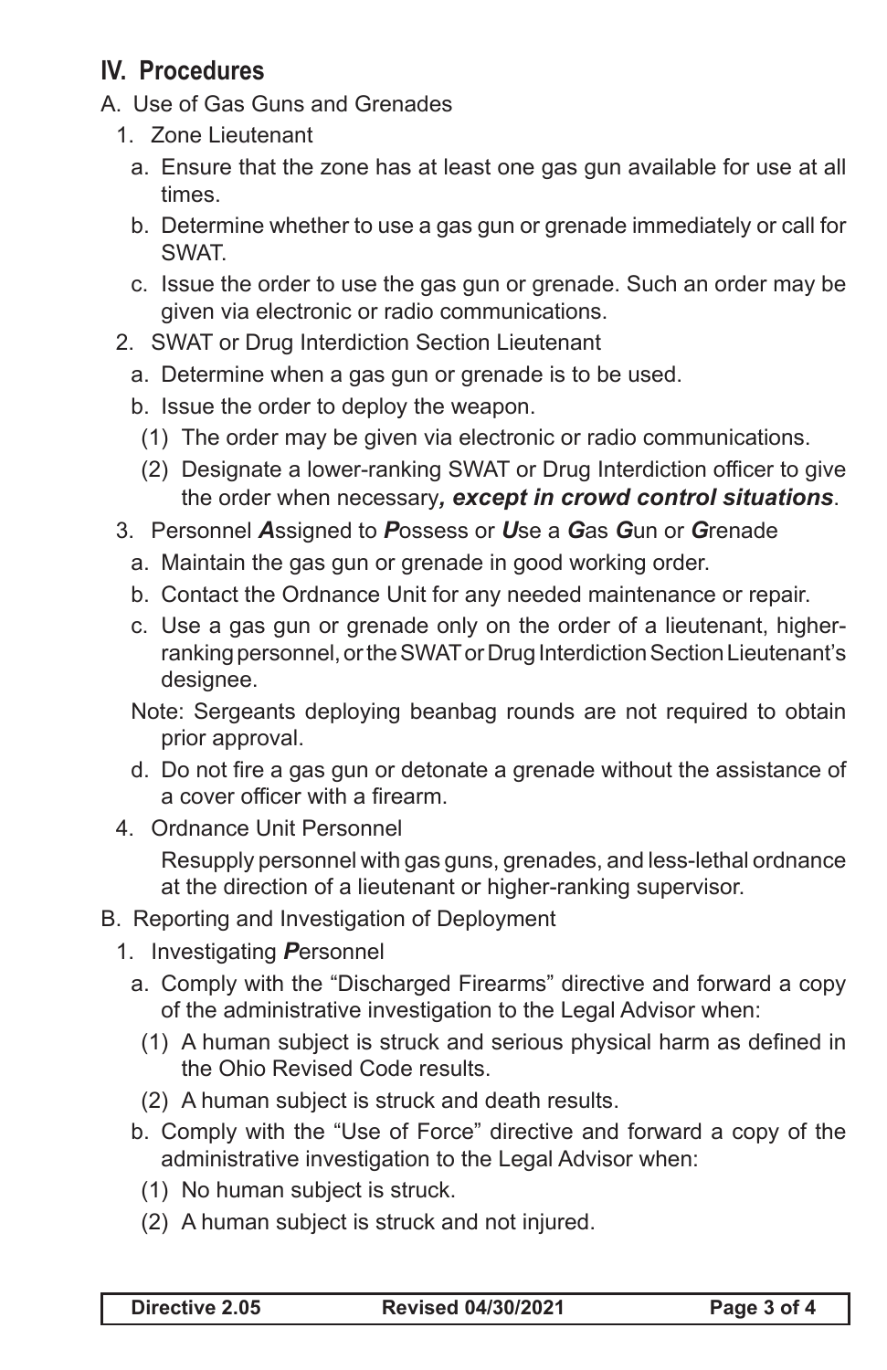## IV. Procedures

A. Use of Gas Guns and Grenades

1. Zone Lieutenant

   a. Ensure that the zone has at least one gas gun available for use at all times.

   b. Determine whether to use a gas gun or grenade immediately or call for SWAT.

   c. Issue the order to use the gas gun or grenade. Such an order may be given via electronic or radio communications.

2. SWAT or Drug Interdiction Section Lieutenant

   a. Determine when a gas gun or grenade is to be used.

   b. Issue the order to deploy the weapon.

      (1) The order may be given via electronic or radio communications.

      (2) Designate a lower-ranking SWAT or Drug Interdiction officer to give the order when necessary***, except in crowd control situations***.

3. Personnel ***A***ssigned to ***P***ossess or ***U***se a ***G***as ***G***un or ***G***renade

   a. Maintain the gas gun or grenade in good working order.

   b. Contact the Ordnance Unit for any needed maintenance or repair.

   c. Use a gas gun or grenade only on the order of a lieutenant, higher-ranking personnel, or the SWAT or Drug Interdiction Section Lieutenant's designee.

   Note: Sergeants deploying beanbag rounds are not required to obtain prior approval.

   d. Do not fire a gas gun or detonate a grenade without the assistance of a cover officer with a firearm.

4. Ordnance Unit Personnel

   Resupply personnel with gas guns, grenades, and less-lethal ordnance at the direction of a lieutenant or higher-ranking supervisor.

B. Reporting and Investigation of Deployment

1. Investigating ***P***ersonnel

   a. Comply with the "Discharged Firearms" directive and forward a copy of the administrative investigation to the Legal Advisor when:

      (1) A human subject is struck and serious physical harm as defined in the Ohio Revised Code results.

      (2) A human subject is struck and death results.

   b. Comply with the "Use of Force" directive and forward a copy of the administrative investigation to the Legal Advisor when:

      (1) No human subject is struck.

      (2) A human subject is struck and not injured.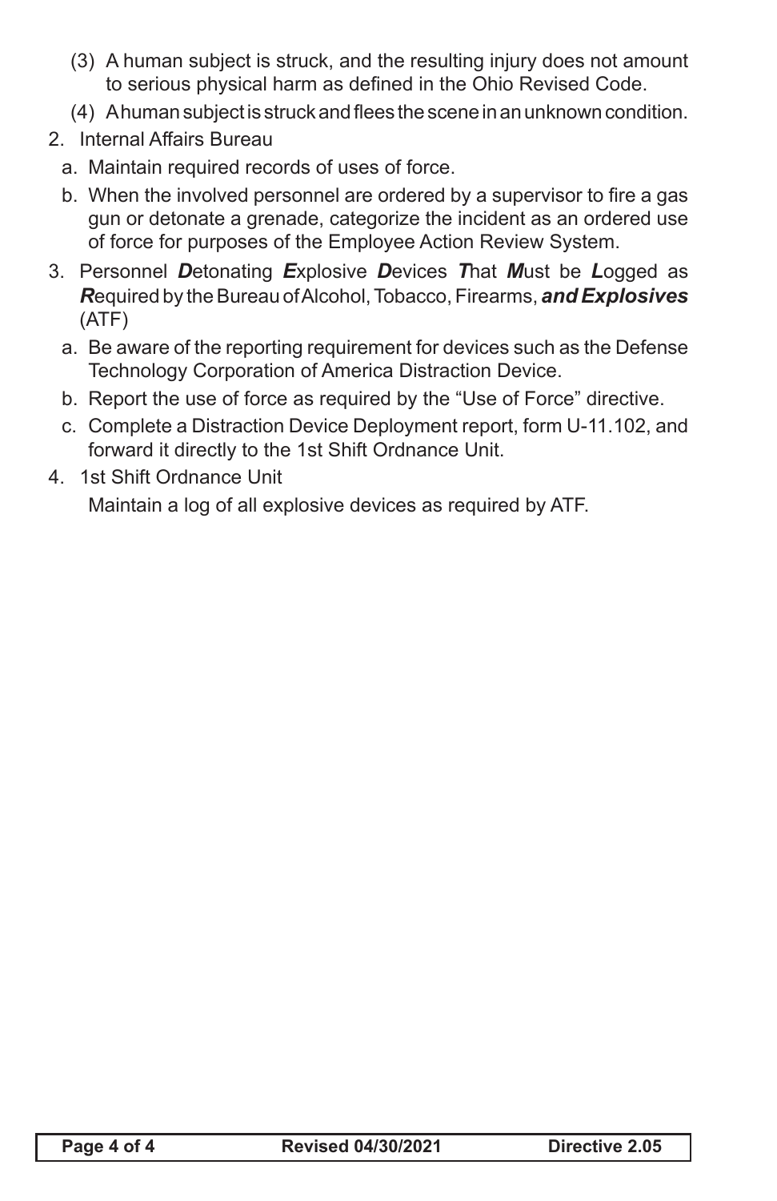(3) A human subject is struck, and the resulting injury does not amount to serious physical harm as defined in the Ohio Revised Code.

(4) A human subject is struck and flees the scene in an unknown condition.

2. Internal Affairs Bureau

   a. Maintain required records of uses of force.

   b. When the involved personnel are ordered by a supervisor to fire a gas gun or detonate a grenade, categorize the incident as an ordered use of force for purposes of the Employee Action Review System.

3. Personnel ***D***etonating ***E***xplosive ***D***evices ***T***hat ***M***ust be ***L***ogged as ***R***equired by the Bureau of Alcohol, Tobacco, Firearms, ***and Explosives*** (ATF)

   a. Be aware of the reporting requirement for devices such as the Defense Technology Corporation of America Distraction Device.

   b. Report the use of force as required by the "Use of Force" directive.

   c. Complete a Distraction Device Deployment report, form U-11.102, and forward it directly to the 1st Shift Ordnance Unit.

4. 1st Shift Ordnance Unit

   Maintain a log of all explosive devices as required by ATF.